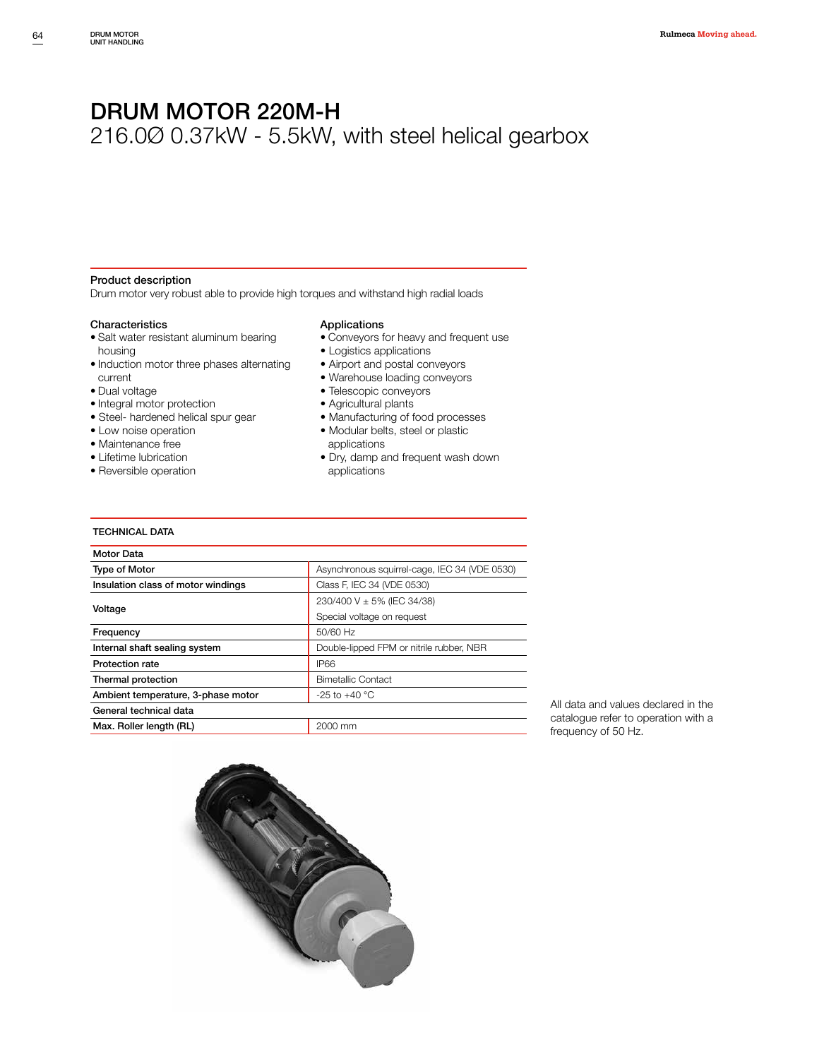# DRUM MOTOR 220M-H

## 216.0Ø 0.37kW - 5.5kW, with steel helical gearbox

### Product description

Drum motor very robust able to provide high torques and withstand high radial loads

### Characteristics

- Salt water resistant aluminum bearing housing
- Induction motor three phases alternating current
- Dual voltage
- Integral motor protection
- Steel- hardened helical spur gear
- Low noise operation
- Maintenance free
- Lifetime lubrication
- Reversible operation

### Applications

- Conveyors for heavy and frequent use
- Logistics applications
- Airport and postal conveyors
- Warehouse loading conveyors
- Telescopic conveyors
- Agricultural plants
- Manufacturing of food processes
- Modular belts, steel or plastic applications
- Dry, damp and frequent wash down applications

### TECHNICAL DATA

| Motor Data | |
|---|---|
| Type of Motor | Asynchronous squirrel-cage, IEC 34 (VDE 0530) |
| Insulation class of motor windings | Class F, IEC 34 (VDE 0530) |
| Voltage | 230/400 V ± 5% (IEC 34/38)<br>Special voltage on request |
| Frequency | 50/60 Hz |
| Internal shaft sealing system | Double-lipped FPM or nitrile rubber, NBR |
| Protection rate | IP66 |
| Thermal protection | Bimetallic Contact |
| Ambient temperature, 3-phase motor | -25 to +40 °C |
| **General technical data** | |
| Max. Roller length (RL) | 2000 mm |

All data and values declared in the catalogue refer to operation with a frequency of 50 Hz.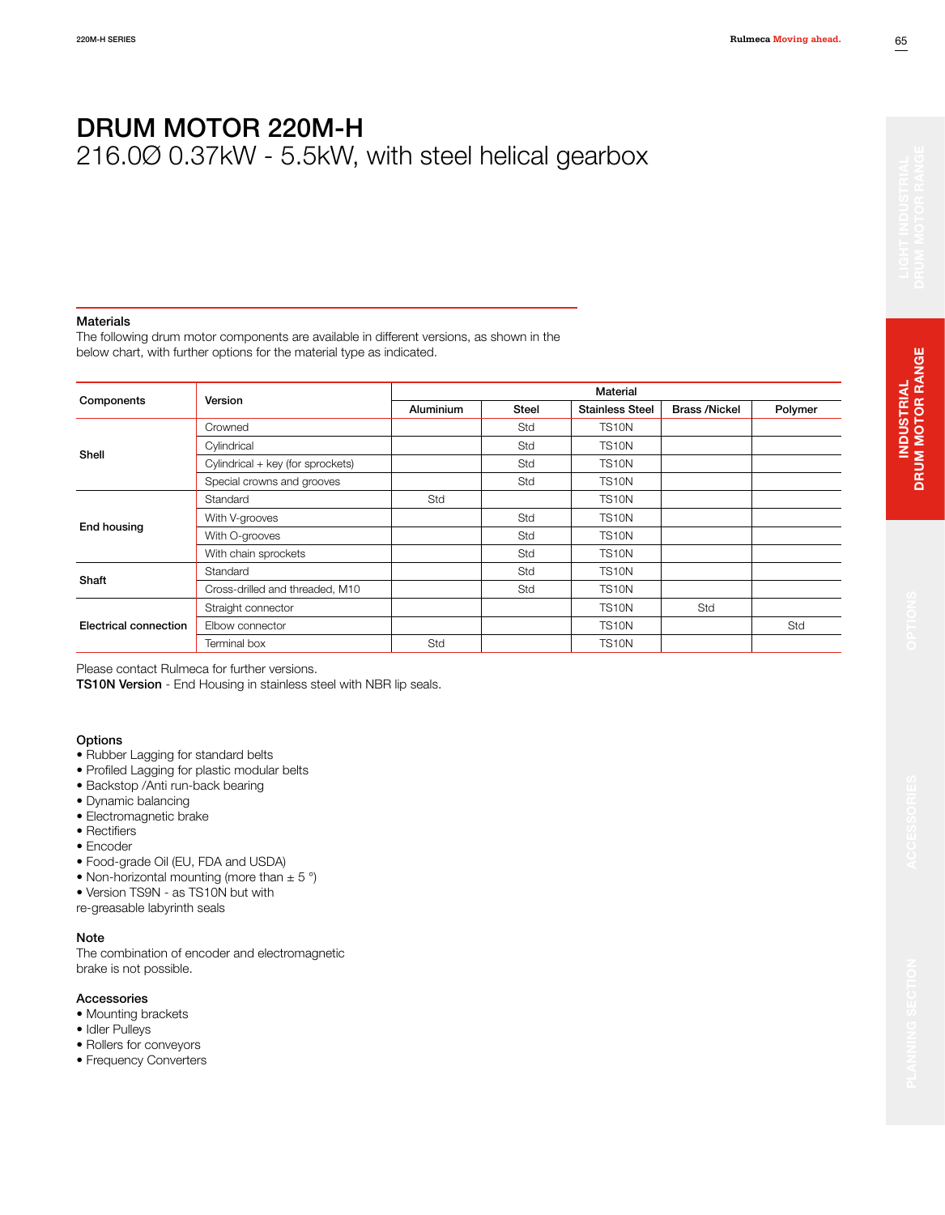# DRUM MOTOR 220M-H

216.0Ø 0.37kW - 5.5kW, with steel helical gearbox

### Materials

The following drum motor components are available in different versions, as shown in the below chart, with further options for the material type as indicated.

| Components | Version | Material | | | | |
|---|---|---|---|---|---|---|
| | | Aluminium | Steel | Stainless Steel | Brass /Nickel | Polymer |
| Shell | Crowned | | Std | TS10N | | |
| | Cylindrical | | Std | TS10N | | |
| | Cylindrical + key (for sprockets) | | Std | TS10N | | |
| | Special crowns and grooves | | Std | TS10N | | |
| End housing | Standard | Std | | TS10N | | |
| | With V-grooves | | Std | TS10N | | |
| | With O-grooves | | Std | TS10N | | |
| | With chain sprockets | | Std | TS10N | | |
| Shaft | Standard | | Std | TS10N | | |
| | Cross-drilled and threaded, M10 | | Std | TS10N | | |
| Electrical connection | Straight connector | | | TS10N | Std | |
| | Elbow connector | | | TS10N | | Std |
| | Terminal box | Std | | TS10N | | |

Please contact Rulmeca for further versions.
**TS10N Version** - End Housing in stainless steel with NBR lip seals.

### Options

- Rubber Lagging for standard belts
- Profiled Lagging for plastic modular belts
- Backstop /Anti run-back bearing
- Dynamic balancing
- Electromagnetic brake
- Rectifiers
- Encoder
- Food-grade Oil (EU, FDA and USDA)
- Non-horizontal mounting (more than ± 5 °)
- Version TS9N - as TS10N but with re-greasable labyrinth seals

### Note

The combination of encoder and electromagnetic brake is not possible.

### Accessories

- Mounting brackets
- Idler Pulleys
- Rollers for conveyors
- Frequency Converters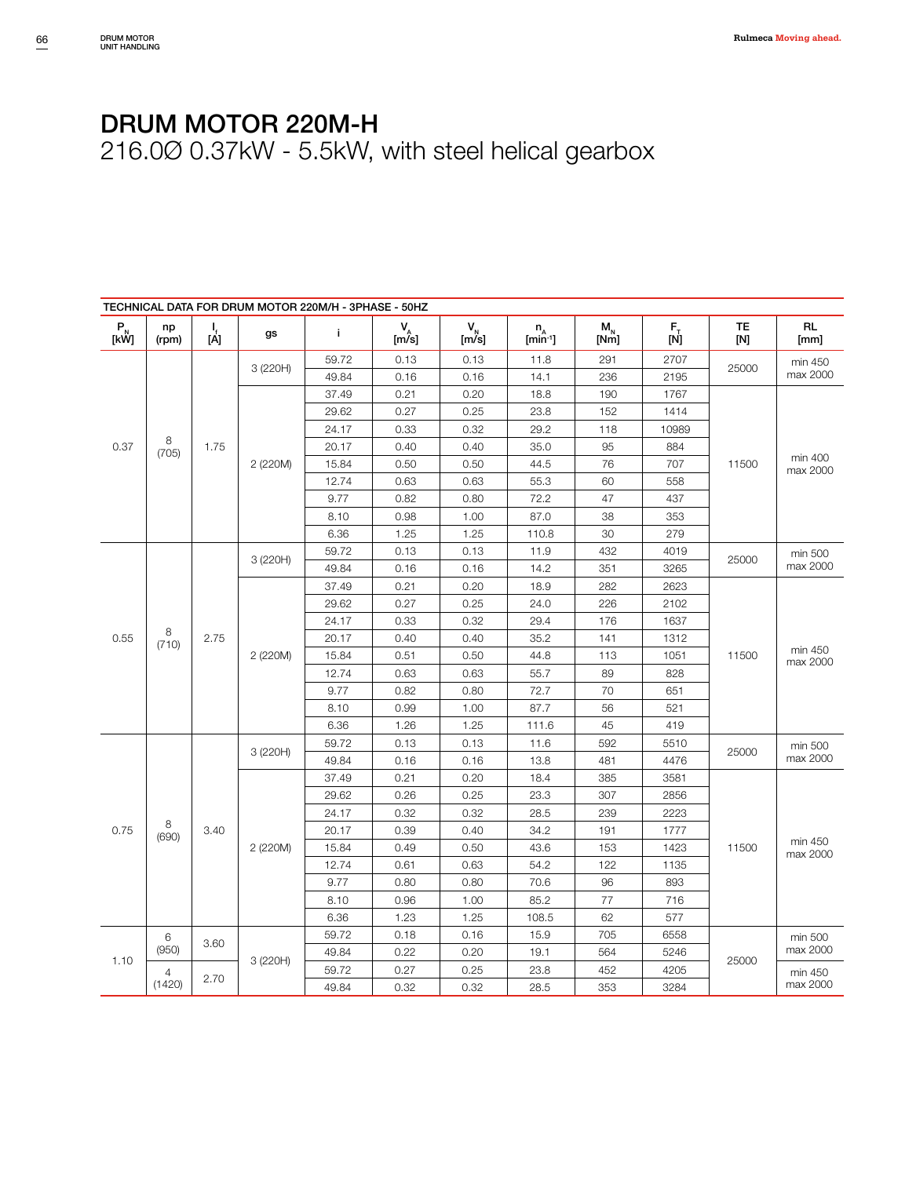# DRUM MOTOR 220M-H

216.0Ø 0.37kW - 5.5kW, with steel helical gearbox

**TECHNICAL DATA FOR DRUM MOTOR 220M/H - 3PHASE - 50HZ**

| $P_N$ [kW] | np (rpm) | $I_I$ [A] | gs | i | $V_A$ [m/s] | $V_N$ [m/s] | $n_A$ [min⁻¹] | $M_N$ [Nm] | $F_T$ [N] | TE [N] | RL [mm] |
|---|---|---|---|---|---|---|---|---|---|---|---|
| 0.37 | 8 (705) | 1.75 | 3 (220H) | 59.72 | 0.13 | 0.13 | 11.8 | 291 | 2707 | 25000 | min 450 max 2000 |
| | | | | 49.84 | 0.16 | 0.16 | 14.1 | 236 | 2195 | | |
| | | | 2 (220M) | 37.49 | 0.21 | 0.20 | 18.8 | 190 | 1767 | 11500 | min 400 max 2000 |
| | | | | 29.62 | 0.27 | 0.25 | 23.8 | 152 | 1414 | | |
| | | | | 24.17 | 0.33 | 0.32 | 29.2 | 118 | 10989 | | |
| | | | | 20.17 | 0.40 | 0.40 | 35.0 | 95 | 884 | | |
| | | | | 15.84 | 0.50 | 0.50 | 44.5 | 76 | 707 | | |
| | | | | 12.74 | 0.63 | 0.63 | 55.3 | 60 | 558 | | |
| | | | | 9.77 | 0.82 | 0.80 | 72.2 | 47 | 437 | | |
| | | | | 8.10 | 0.98 | 1.00 | 87.0 | 38 | 353 | | |
| | | | | 6.36 | 1.25 | 1.25 | 110.8 | 30 | 279 | | |
| 0.55 | 8 (710) | 2.75 | 3 (220H) | 59.72 | 0.13 | 0.13 | 11.9 | 432 | 4019 | 25000 | min 500 max 2000 |
| | | | | 49.84 | 0.16 | 0.16 | 14.2 | 351 | 3265 | | |
| | | | 2 (220M) | 37.49 | 0.21 | 0.20 | 18.9 | 282 | 2623 | 11500 | min 450 max 2000 |
| | | | | 29.62 | 0.27 | 0.25 | 24.0 | 226 | 2102 | | |
| | | | | 24.17 | 0.33 | 0.32 | 29.4 | 176 | 1637 | | |
| | | | | 20.17 | 0.40 | 0.40 | 35.2 | 141 | 1312 | | |
| | | | | 15.84 | 0.51 | 0.50 | 44.8 | 113 | 1051 | | |
| | | | | 12.74 | 0.63 | 0.63 | 55.7 | 89 | 828 | | |
| | | | | 9.77 | 0.82 | 0.80 | 72.7 | 70 | 651 | | |
| | | | | 8.10 | 0.99 | 1.00 | 87.7 | 56 | 521 | | |
| | | | | 6.36 | 1.26 | 1.25 | 111.6 | 45 | 419 | | |
| 0.75 | 8 (690) | 3.40 | 3 (220H) | 59.72 | 0.13 | 0.13 | 11.6 | 592 | 5510 | 25000 | min 500 max 2000 |
| | | | | 49.84 | 0.16 | 0.16 | 13.8 | 481 | 4476 | | |
| | | | 2 (220M) | 37.49 | 0.21 | 0.20 | 18.4 | 385 | 3581 | 11500 | min 450 max 2000 |
| | | | | 29.62 | 0.26 | 0.25 | 23.3 | 307 | 2856 | | |
| | | | | 24.17 | 0.32 | 0.32 | 28.5 | 239 | 2223 | | |
| | | | | 20.17 | 0.39 | 0.40 | 34.2 | 191 | 1777 | | |
| | | | | 15.84 | 0.49 | 0.50 | 43.6 | 153 | 1423 | | |
| | | | | 12.74 | 0.61 | 0.63 | 54.2 | 122 | 1135 | | |
| | | | | 9.77 | 0.80 | 0.80 | 70.6 | 96 | 893 | | |
| | | | | 8.10 | 0.96 | 1.00 | 85.2 | 77 | 716 | | |
| | | | | 6.36 | 1.23 | 1.25 | 108.5 | 62 | 577 | | |
| 1.10 | 6 (950) | 3.60 | 3 (220H) | 59.72 | 0.18 | 0.16 | 15.9 | 705 | 6558 | 25000 | min 500 max 2000 |
| | | | | 49.84 | 0.22 | 0.20 | 19.1 | 564 | 5246 | | |
| | 4 (1420) | 2.70 | | 59.72 | 0.27 | 0.25 | 23.8 | 452 | 4205 | | min 450 max 2000 |
| | | | | 49.84 | 0.32 | 0.32 | 28.5 | 353 | 3284 | | |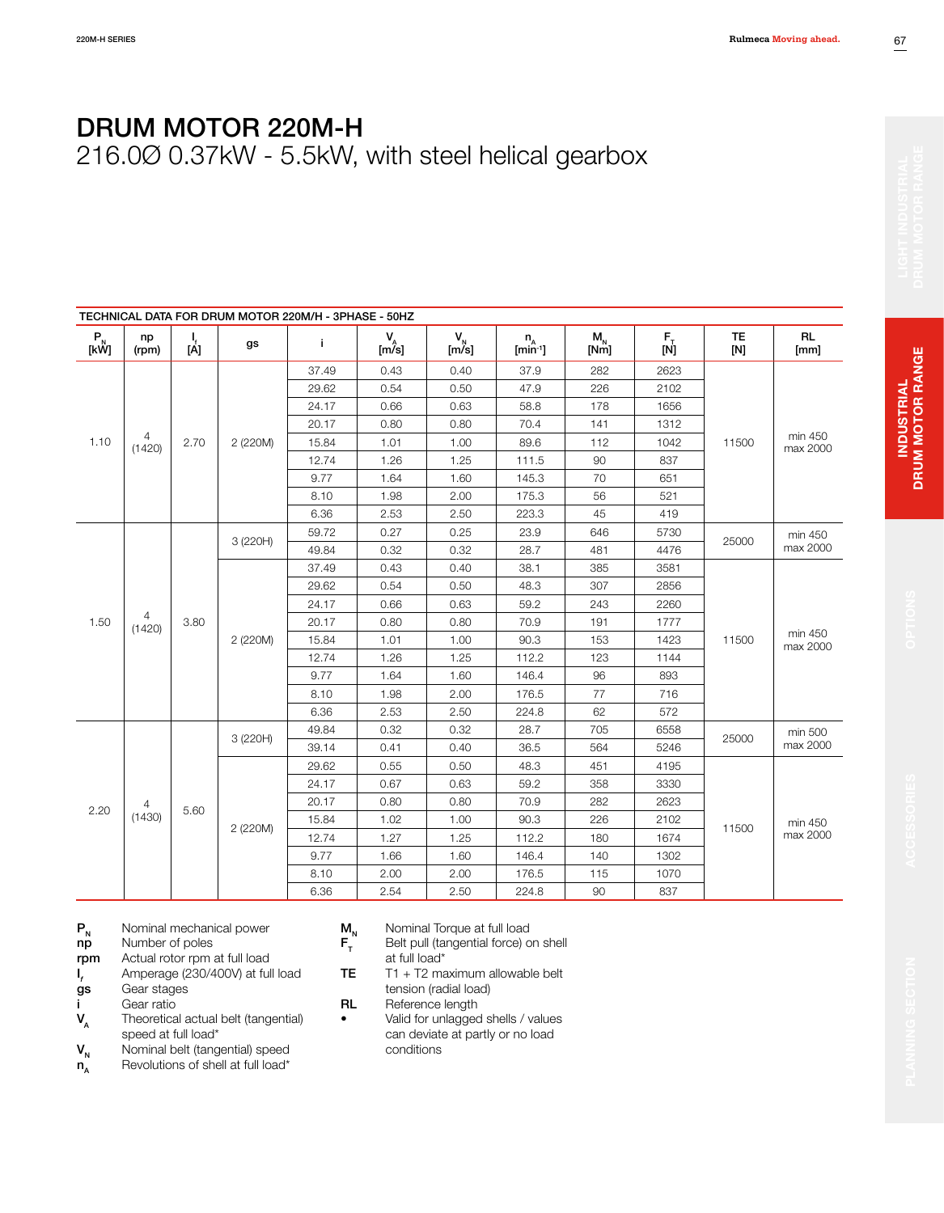# DRUM MOTOR 220M-H

216.0Ø 0.37kW - 5.5kW, with steel helical gearbox

**TECHNICAL DATA FOR DRUM MOTOR 220M/H - 3PHASE - 50HZ**

| $P_N$ [kW] | np (rpm) | $I_f$ [A] | gs | i | $V_A$ [m/s] | $V_N$ [m/s] | $n_A$ [min⁻¹] | $M_N$ [Nm] | $F_T$ [N] | TE [N] | RL [mm] |
|---|---|---|---|---|---|---|---|---|---|---|---|
| 1.10 | 4 (1420) | 2.70 | 2 (220M) | 37.49 | 0.43 | 0.40 | 37.9 | 282 | 2623 | 11500 | min 450 max 2000 |
| | | | | 29.62 | 0.54 | 0.50 | 47.9 | 226 | 2102 | | |
| | | | | 24.17 | 0.66 | 0.63 | 58.8 | 178 | 1656 | | |
| | | | | 20.17 | 0.80 | 0.80 | 70.4 | 141 | 1312 | | |
| | | | | 15.84 | 1.01 | 1.00 | 89.6 | 112 | 1042 | | |
| | | | | 12.74 | 1.26 | 1.25 | 111.5 | 90 | 837 | | |
| | | | | 9.77 | 1.64 | 1.60 | 145.3 | 70 | 651 | | |
| | | | | 8.10 | 1.98 | 2.00 | 175.3 | 56 | 521 | | |
| | | | | 6.36 | 2.53 | 2.50 | 223.3 | 45 | 419 | | |
| 1.50 | 4 (1420) | 3.80 | 3 (220H) | 59.72 | 0.27 | 0.25 | 23.9 | 646 | 5730 | 25000 | min 450 max 2000 |
| | | | | 49.84 | 0.32 | 0.32 | 28.7 | 481 | 4476 | | |
| | | | 2 (220M) | 37.49 | 0.43 | 0.40 | 38.1 | 385 | 3581 | 11500 | min 450 max 2000 |
| | | | | 29.62 | 0.54 | 0.50 | 48.3 | 307 | 2856 | | |
| | | | | 24.17 | 0.66 | 0.63 | 59.2 | 243 | 2260 | | |
| | | | | 20.17 | 0.80 | 0.80 | 70.9 | 191 | 1777 | | |
| | | | | 15.84 | 1.01 | 1.00 | 90.3 | 153 | 1423 | | |
| | | | | 12.74 | 1.26 | 1.25 | 112.2 | 123 | 1144 | | |
| | | | | 9.77 | 1.64 | 1.60 | 146.4 | 96 | 893 | | |
| | | | | 8.10 | 1.98 | 2.00 | 176.5 | 77 | 716 | | |
| | | | | 6.36 | 2.53 | 2.50 | 224.8 | 62 | 572 | | |
| 2.20 | 4 (1430) | 5.60 | 3 (220H) | 49.84 | 0.32 | 0.32 | 28.7 | 705 | 6558 | 25000 | min 500 max 2000 |
| | | | | 39.14 | 0.41 | 0.40 | 36.5 | 564 | 5246 | | |
| | | | 2 (220M) | 29.62 | 0.55 | 0.50 | 48.3 | 451 | 4195 | 11500 | min 450 max 2000 |
| | | | | 24.17 | 0.67 | 0.63 | 59.2 | 358 | 3330 | | |
| | | | | 20.17 | 0.80 | 0.80 | 70.9 | 282 | 2623 | | |
| | | | | 15.84 | 1.02 | 1.00 | 90.3 | 226 | 2102 | | |
| | | | | 12.74 | 1.27 | 1.25 | 112.2 | 180 | 1674 | | |
| | | | | 9.77 | 1.66 | 1.60 | 146.4 | 140 | 1302 | | |
| | | | | 8.10 | 2.00 | 2.00 | 176.5 | 115 | 1070 | | |
| | | | | 6.36 | 2.54 | 2.50 | 224.8 | 90 | 837 | | |

**$P_N$** Nominal mechanical power
**np** Number of poles
**rpm** Actual rotor rpm at full load
**$I_f$** Amperage (230/400V) at full load
**gs** Gear stages
**i** Gear ratio
**$V_A$** Theoretical actual belt (tangential) speed at full load*
**$V_N$** Nominal belt (tangential) speed
**$n_A$** Revolutions of shell at full load*
**$M_N$** Nominal Torque at full load
**$F_T$** Belt pull (tangential force) on shell at full load*
**TE** T1 + T2 maximum allowable belt tension (radial load)
**RL** Reference length
**•** Valid for unlagged shells / values can deviate at partly or no load conditions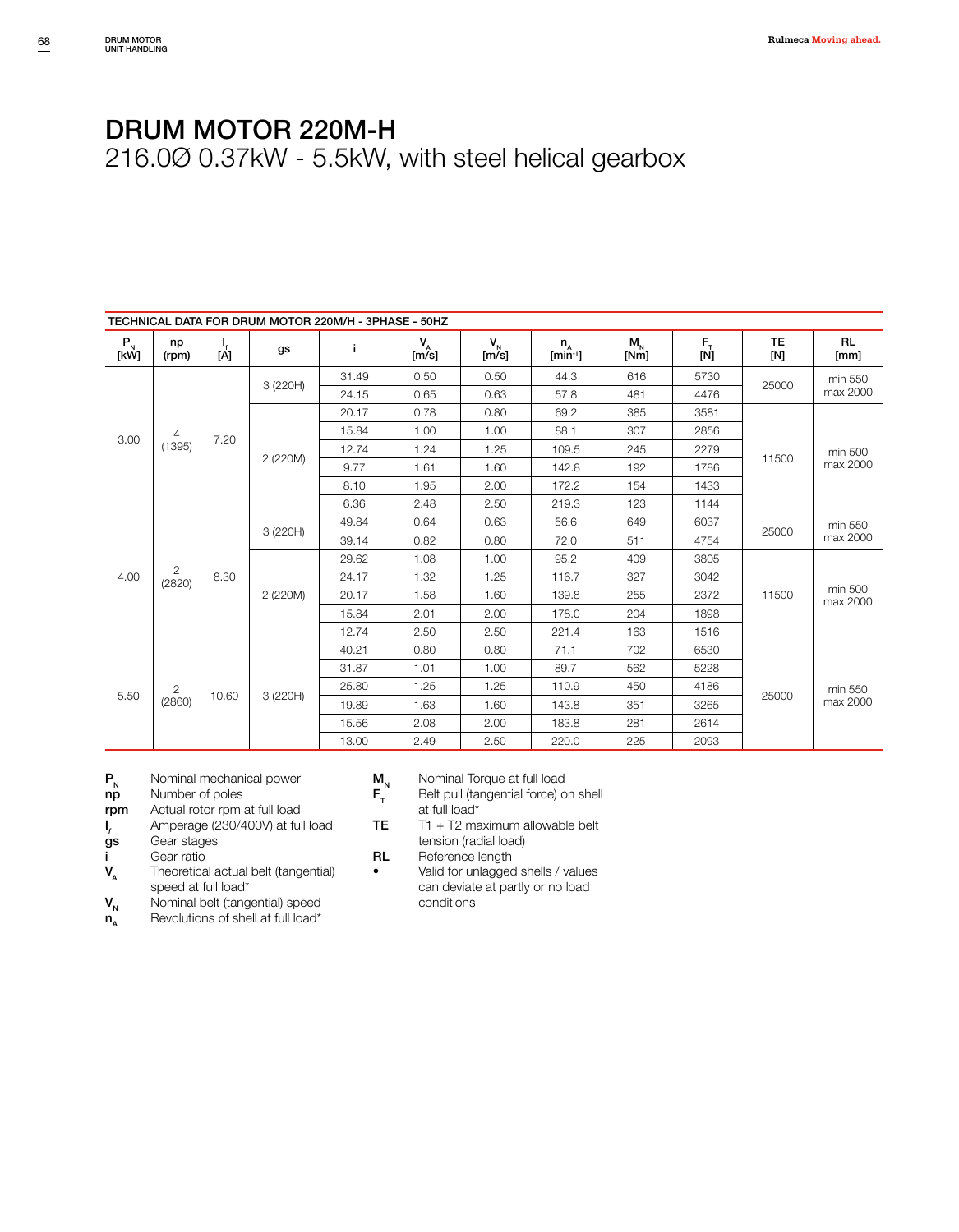# DRUM MOTOR 220M-H

## 216.0Ø 0.37kW - 5.5kW, with steel helical gearbox

**TECHNICAL DATA FOR DRUM MOTOR 220M/H - 3PHASE - 50HZ**

| $P_N$ [kW] | np (rpm) | $I_r$ [A] | gs | i | $V_A$ [m/s] | $V_N$ [m/s] | $n_A$ [min⁻¹] | $M_N$ [Nm] | $F_T$ [N] | TE [N] | RL [mm] |
|---|---|---|---|---|---|---|---|---|---|---|---|
| 3.00 | 4 (1395) | 7.20 | 3 (220H) | 31.49 | 0.50 | 0.50 | 44.3 | 616 | 5730 | 25000 | min 550 max 2000 |
| | | | | 24.15 | 0.65 | 0.63 | 57.8 | 481 | 4476 | | |
| | | | 2 (220M) | 20.17 | 0.78 | 0.80 | 69.2 | 385 | 3581 | 11500 | min 500 max 2000 |
| | | | | 15.84 | 1.00 | 1.00 | 88.1 | 307 | 2856 | | |
| | | | | 12.74 | 1.24 | 1.25 | 109.5 | 245 | 2279 | | |
| | | | | 9.77 | 1.61 | 1.60 | 142.8 | 192 | 1786 | | |
| | | | | 8.10 | 1.95 | 2.00 | 172.2 | 154 | 1433 | | |
| | | | | 6.36 | 2.48 | 2.50 | 219.3 | 123 | 1144 | | |
| 4.00 | 2 (2820) | 8.30 | 3 (220H) | 49.84 | 0.64 | 0.63 | 56.6 | 649 | 6037 | 25000 | min 550 max 2000 |
| | | | | 39.14 | 0.82 | 0.80 | 72.0 | 511 | 4754 | | |
| | | | 2 (220M) | 29.62 | 1.08 | 1.00 | 95.2 | 409 | 3805 | 11500 | min 500 max 2000 |
| | | | | 24.17 | 1.32 | 1.25 | 116.7 | 327 | 3042 | | |
| | | | | 20.17 | 1.58 | 1.60 | 139.8 | 255 | 2372 | | |
| | | | | 15.84 | 2.01 | 2.00 | 178.0 | 204 | 1898 | | |
| | | | | 12.74 | 2.50 | 2.50 | 221.4 | 163 | 1516 | | |
| 5.50 | 2 (2860) | 10.60 | 3 (220H) | 40.21 | 0.80 | 0.80 | 71.1 | 702 | 6530 | 25000 | min 550 max 2000 |
| | | | | 31.87 | 1.01 | 1.00 | 89.7 | 562 | 5228 | | |
| | | | | 25.80 | 1.25 | 1.25 | 110.9 | 450 | 4186 | | |
| | | | | 19.89 | 1.63 | 1.60 | 143.8 | 351 | 3265 | | |
| | | | | 15.56 | 2.08 | 2.00 | 183.8 | 281 | 2614 | | |
| | | | | 13.00 | 2.49 | 2.50 | 220.0 | 225 | 2093 | | |

- **$P_N$** Nominal mechanical power
- **np** Number of poles
- **rpm** Actual rotor rpm at full load
- **$I_r$** Amperage (230/400V) at full load
- **gs** Gear stages
- **i** Gear ratio
- **$V_A$** Theoretical actual belt (tangential) speed at full load*
- **$V_N$** Nominal belt (tangential) speed
- **$n_A$** Revolutions of shell at full load*
- **$M_N$** Nominal Torque at full load
- **$F_T$** Belt pull (tangential force) on shell at full load*
- **TE** T1 + T2 maximum allowable belt tension (radial load)
- **RL** Reference length
- **•** Valid for unlagged shells / values can deviate at partly or no load conditions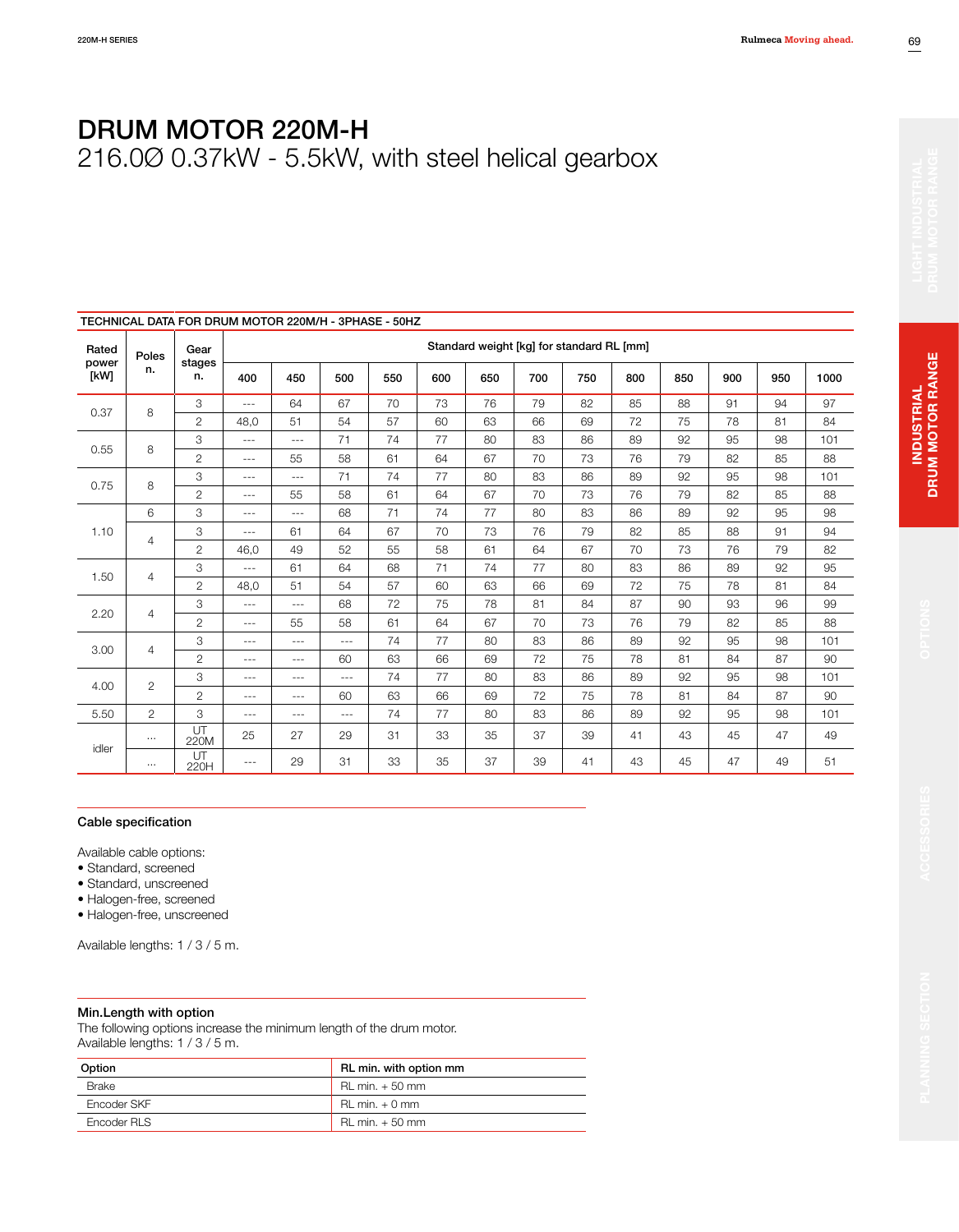# DRUM MOTOR 220M-H

## 216.0Ø 0.37kW - 5.5kW, with steel helical gearbox

**TECHNICAL DATA FOR DRUM MOTOR 220M/H - 3PHASE - 50HZ**

| Rated power [kW] | Poles n. | Gear stages n. | Standard weight [kg] for standard RL [mm] | | | | | | | | | | | | |
|---|---|---|---|---|---|---|---|---|---|---|---|---|---|---|---|
| | | | 400 | 450 | 500 | 550 | 600 | 650 | 700 | 750 | 800 | 850 | 900 | 950 | 1000 |
| 0.37 | 8 | 3 | --- | 64 | 67 | 70 | 73 | 76 | 79 | 82 | 85 | 88 | 91 | 94 | 97 |
| | | 2 | 48,0 | 51 | 54 | 57 | 60 | 63 | 66 | 69 | 72 | 75 | 78 | 81 | 84 |
| 0.55 | 8 | 3 | --- | --- | 71 | 74 | 77 | 80 | 83 | 86 | 89 | 92 | 95 | 98 | 101 |
| | | 2 | --- | 55 | 58 | 61 | 64 | 67 | 70 | 73 | 76 | 79 | 82 | 85 | 88 |
| 0.75 | 8 | 3 | --- | --- | 71 | 74 | 77 | 80 | 83 | 86 | 89 | 92 | 95 | 98 | 101 |
| | | 2 | --- | 55 | 58 | 61 | 64 | 67 | 70 | 73 | 76 | 79 | 82 | 85 | 88 |
| 1.10 | 6 | 3 | --- | --- | 68 | 71 | 74 | 77 | 80 | 83 | 86 | 89 | 92 | 95 | 98 |
| | 4 | 3 | --- | 61 | 64 | 67 | 70 | 73 | 76 | 79 | 82 | 85 | 88 | 91 | 94 |
| | | 2 | 46,0 | 49 | 52 | 55 | 58 | 61 | 64 | 67 | 70 | 73 | 76 | 79 | 82 |
| 1.50 | 4 | 3 | --- | 61 | 64 | 68 | 71 | 74 | 77 | 80 | 83 | 86 | 89 | 92 | 95 |
| | | 2 | 48,0 | 51 | 54 | 57 | 60 | 63 | 66 | 69 | 72 | 75 | 78 | 81 | 84 |
| 2.20 | 4 | 3 | --- | --- | 68 | 72 | 75 | 78 | 81 | 84 | 87 | 90 | 93 | 96 | 99 |
| | | 2 | --- | 55 | 58 | 61 | 64 | 67 | 70 | 73 | 76 | 79 | 82 | 85 | 88 |
| 3.00 | 4 | 3 | --- | --- | --- | 74 | 77 | 80 | 83 | 86 | 89 | 92 | 95 | 98 | 101 |
| | | 2 | --- | --- | 60 | 63 | 66 | 69 | 72 | 75 | 78 | 81 | 84 | 87 | 90 |
| 4.00 | 2 | 3 | --- | --- | --- | 74 | 77 | 80 | 83 | 86 | 89 | 92 | 95 | 98 | 101 |
| | | 2 | --- | --- | 60 | 63 | 66 | 69 | 72 | 75 | 78 | 81 | 84 | 87 | 90 |
| 5.50 | 2 | 3 | --- | --- | --- | 74 | 77 | 80 | 83 | 86 | 89 | 92 | 95 | 98 | 101 |
| idler | ... | UT 220M | 25 | 27 | 29 | 31 | 33 | 35 | 37 | 39 | 41 | 43 | 45 | 47 | 49 |
| | ... | UT 220H | --- | 29 | 31 | 33 | 35 | 37 | 39 | 41 | 43 | 45 | 47 | 49 | 51 |

### Cable specification

Available cable options:
- Standard, screened
- Standard, unscreened
- Halogen-free, screened
- Halogen-free, unscreened

Available lengths: 1 / 3 / 5 m.

### Min.Length with option

The following options increase the minimum length of the drum motor.
Available lengths: 1 / 3 / 5 m.

| Option | RL min. with option mm |
|---|---|
| Brake | RL min. + 50 mm |
| Encoder SKF | RL min. + 0 mm |
| Encoder RLS | RL min. + 50 mm |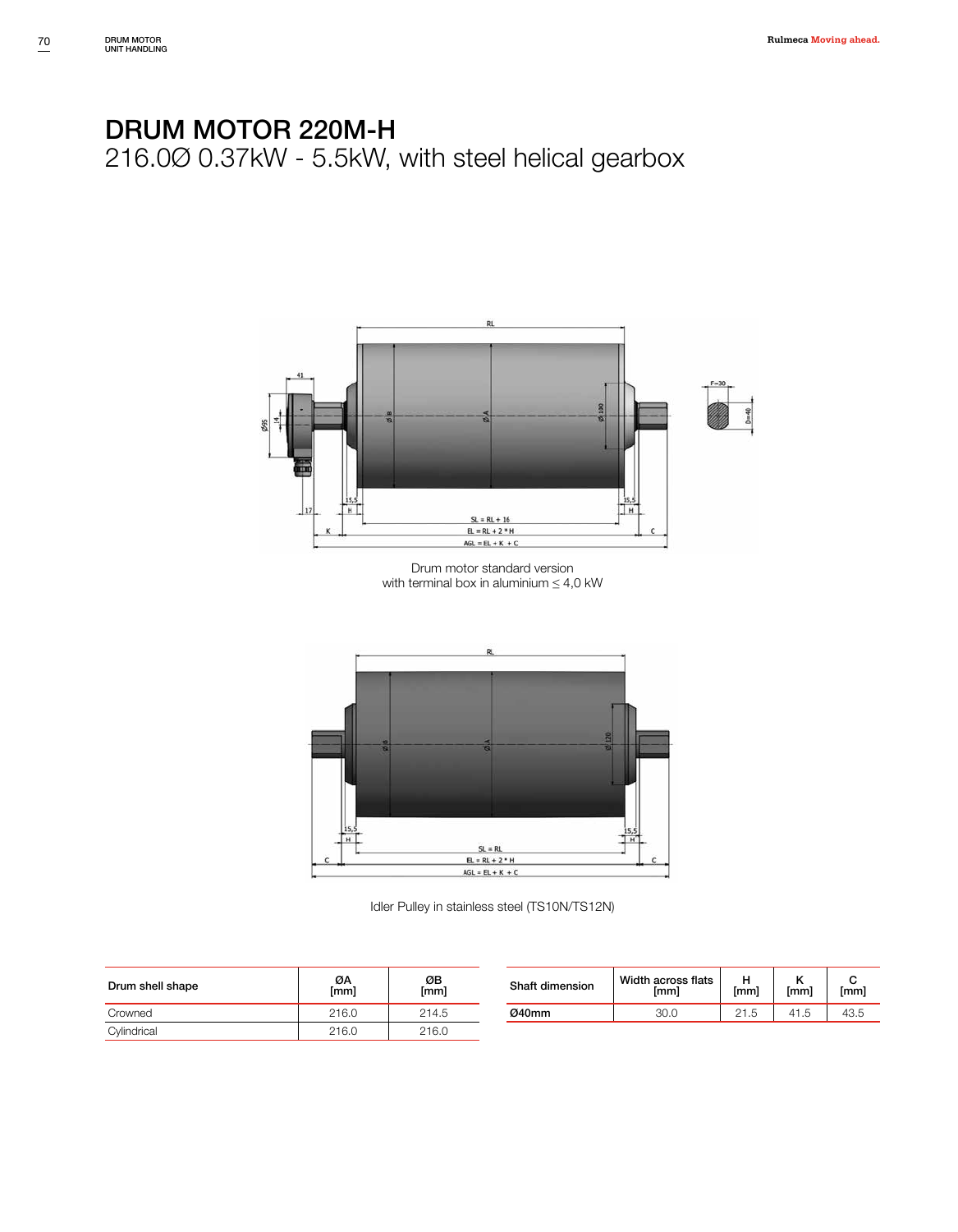# DRUM MOTOR 220M-H

## 216.0Ø 0.37kW - 5.5kW, with steel helical gearbox

Drum motor standard version
with terminal box in aluminium ≤ 4,0 kW

Idler Pulley in stainless steel (TS10N/TS12N)

| Drum shell shape | ØA [mm] | ØB [mm] |
|---|---|---|
| Crowned | 216.0 | 214.5 |
| Cylindrical | 216.0 | 216.0 |

| Shaft dimension | Width across flats [mm] | H [mm] | K [mm] | C [mm] |
|---|---|---|---|---|
| **Ø40mm** | 30.0 | 21.5 | 41.5 | 43.5 |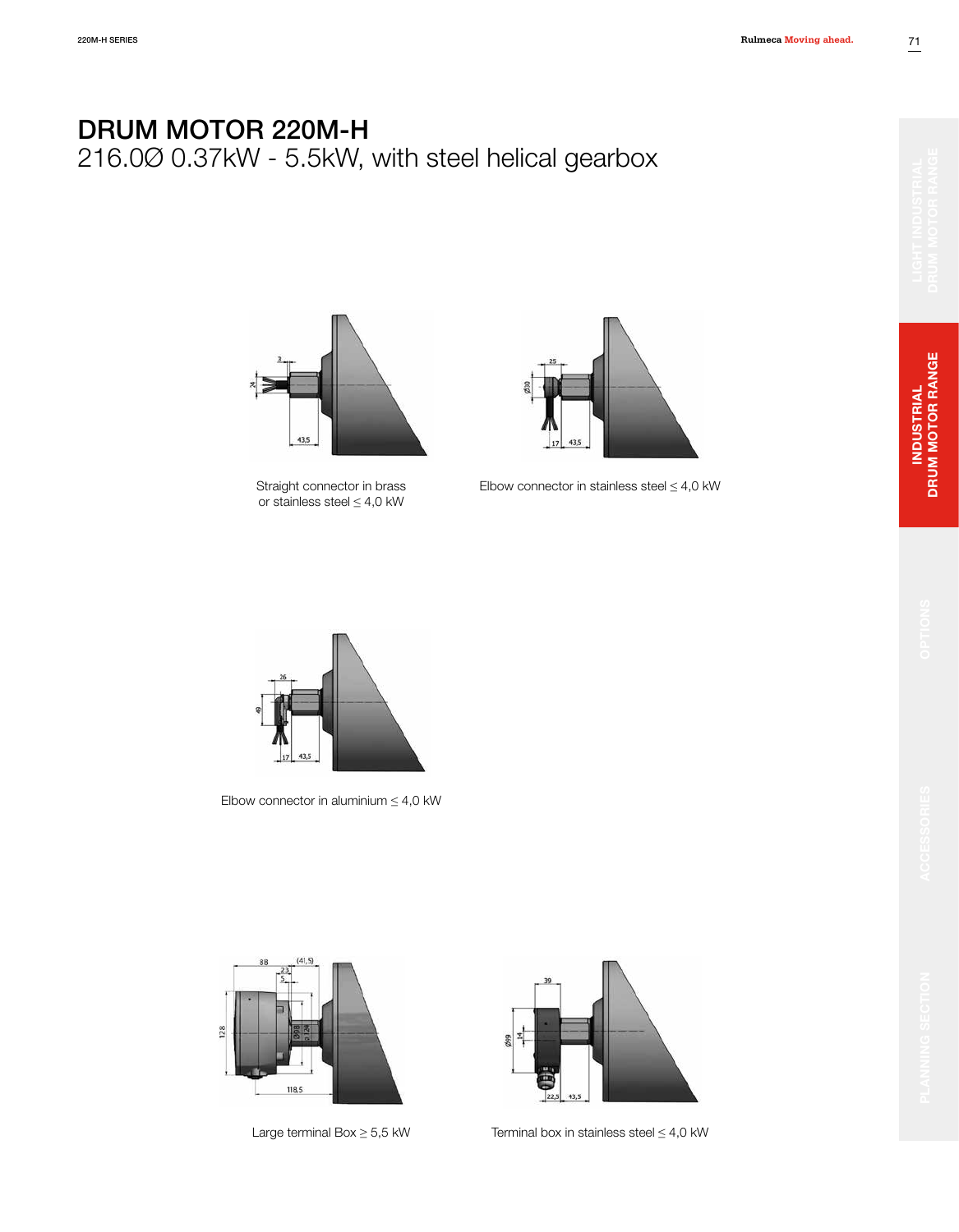# DRUM MOTOR 220M-H

216.0Ø 0.37kW - 5.5kW, with steel helical gearbox

Straight connector in brass or stainless steel ≤ 4,0 kW

Elbow connector in stainless steel ≤ 4,0 kW

Elbow connector in aluminium ≤ 4,0 kW

Large terminal Box ≥ 5,5 kW

Terminal box in stainless steel ≤ 4,0 kW